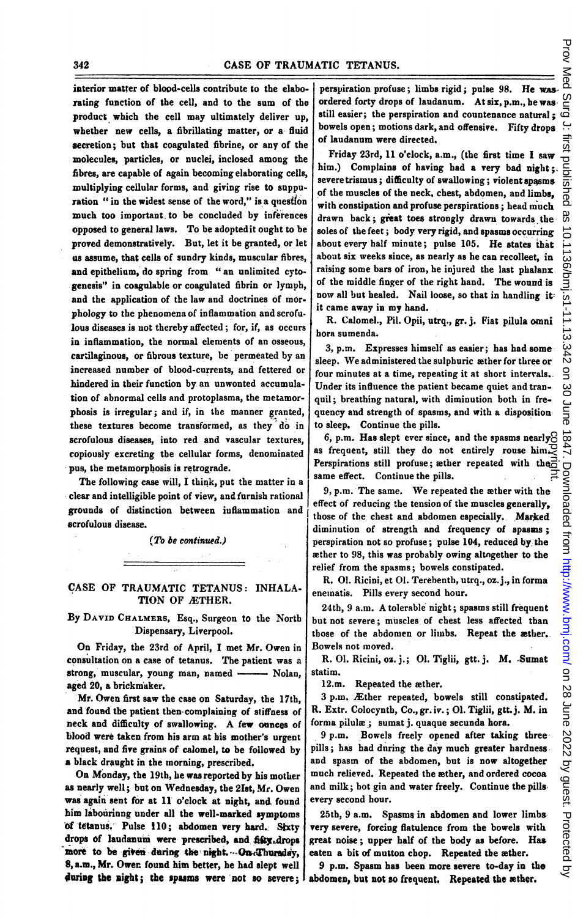interior matter of blood-cells contribute to the elaborating function of the cell, and to the sum of the product which the cell may ultimately deliver up, whether new cells, a fibrillating matter, or a fluid secretion; but that coagulated fibrine, or any of the molecules, particles, or nuclei, inclosed among the fibres, are capable of again becoming elaborating cells, multiplying cellular forms, and giving rise to suppuration "in the widest sense of the word," is a question much too important to be concluded by inferences opposed to general laws. To be adopted it ought to be proved demonstratively. But, let it be granted, or let us assume, that cells of sundry kinds, muscular fibres, and epithelium, do spring from "an unlimited cytogenesis" in coagulable or coagulated fibrin or lymph, and the application of the law and doctrines of morphology to the phenomena of inflammation and scrofulous diseases is not thereby affected; for, if, as occurs in inflammation, the normal elements of an osseous, cartilaginous, or fibrous texture, be permeated by an increased number of blood-currents, and fettered or hindered in their function by an unwonted accumulation of abnormal cells and protoplasma, the metamorphosis is irregular; and if, in the manner granted, these textures become transformed, as they do in scrofulous diseases, into red and vascular textures, copiously excreting the cellular forms, denominated pus, the metamorphosis is retrograde.

The following case will, I think, put the matter in a clear and intelligible point of view, and furnish rational grounds of distinction between inflammation and scrofulous disease.

*(To be continued.)*

## CASE OF TRAUMATIC TETANUS: INHALATION OF ÆTHER.

By David Chalmers, Esq., Surgeon to the North Dispensary, Liverpool.

On Friday, the 23rd of April, I met Mr. Owen in consultation on a case of tetanus. The patient was a strong, muscular, young man, named ——— Nolan, aged 20, a brickmaker.

Mr. Owen first saw the case on Saturday, the 17th, and found the patient then complaining of stiffness of neck and difficulty of swallowing. A few ounces of blood were taken from his arm at his mother's urgent request, and five grains of calomel, to be followed by a black draught in the morning, prescribed.

On Monday, the 19th, he was reported by his mother as nearly well; but on Wednesday, the 21st, Mr. Owen was again sent for at 11 o'clock at night, and found him labouring under all the well-marked symptoms of tetanus. Pulse 110; abdomen very hard. Sixty drops of laudanum were prescribed, and fifty drops more to be given during the night. On Thursday, 8, a.m., Mr. Owen found him better, he had slept well during the night; the spasms were not so severe; perspiration profuse; limbs rigid; pulse 98. He was ordered forty drops of laudanum. At six, p.m., he was still easier; the perspiration and countenance natural; bowels open; motions dark, and offensive. Fifty drops of laudanum were directed.

Friday 23rd, 11 o'clock, a.m., (the first time I saw him.) Complains of having had a very bad night; severe trismus; difficulty of swallowing; violent spasms of the muscles of the neck, chest, abdomen, and limbs, with constipation and profuse perspirations; head much drawn back; great toes strongly drawn towards the soles of the feet; body very rigid, and spasms occurring about every half minute; pulse 105. He states that about six weeks since, as nearly as he can recollect, in raising some bars of iron, he injured the last phalanx of the middle finger of the right hand. The wound is now all but healed. Nail loose, so that in handling it it came away in my hand.

R. Calomel., Pil. Opii, utrq., gr. j. Fiat pilula omni hora sumenda.

3, p.m. Expresses himself as easier; has had some sleep. We administered the sulphuric æther for three or four minutes at a time, repeating it at short intervals. Under its influence the patient became quiet and tranquil; breathing natural, with diminution both in frequency and strength of spasms, and with a disposition to sleep. Continue the pills.

6, p.m. Has slept ever since, and the spasms nearly as frequent, still they do not entirely rouse him. Perspirations still profuse; æther repeated with the same effect. Continue the pills.

9, p.m. The same. We repeated the æther with the effect of reducing the tension of the muscles generally, those of the chest and abdomen especially. Marked diminution of strength and frequency of spasms; perspiration not so profuse; pulse 104, reduced by the æther to 98, this was probably owing altogether to the relief from the spasms; bowels constipated.

R. Ol. Ricini, et Ol. Terebenth, utrq., oz. j., in forma enematis. Pills every second hour.

24th, 9 a.m. A tolerable night; spasms still frequent but not severe; muscles of chest less affected than those of the abdomen or limbs. Repeat the æther. Bowels not moved.

R. Ol. Ricini, oz. j.; Ol. Tiglii, gtt. j. M. Sumat statim.

12.m. Repeated the æther.

3 p.m. Æther repeated, bowels still constipated. R. Extr. Colocynth, Co., gr. iv.; Ol. Tiglii, gtt. j. M. in forma pilulæ; sumat j. quaque secunda hora.

9 p.m. Bowels freely opened after taking three pills; has had during the day much greater hardness and spasm of the abdomen, but is now altogether much relieved. Repeated the æther, and ordered cocoa and milk; hot gin and water freely. Continue the pills every second hour.

25th, 9 a.m. Spasms in abdomen and lower limbs very severe, forcing flatulence from the bowels with great noise; upper half of the body as before. Has eaten a bit of mutton chop. Repeated the æther.

9 p.m. Spasm has been more severe to-day in the abdomen, but not so frequent. Repeated the æther.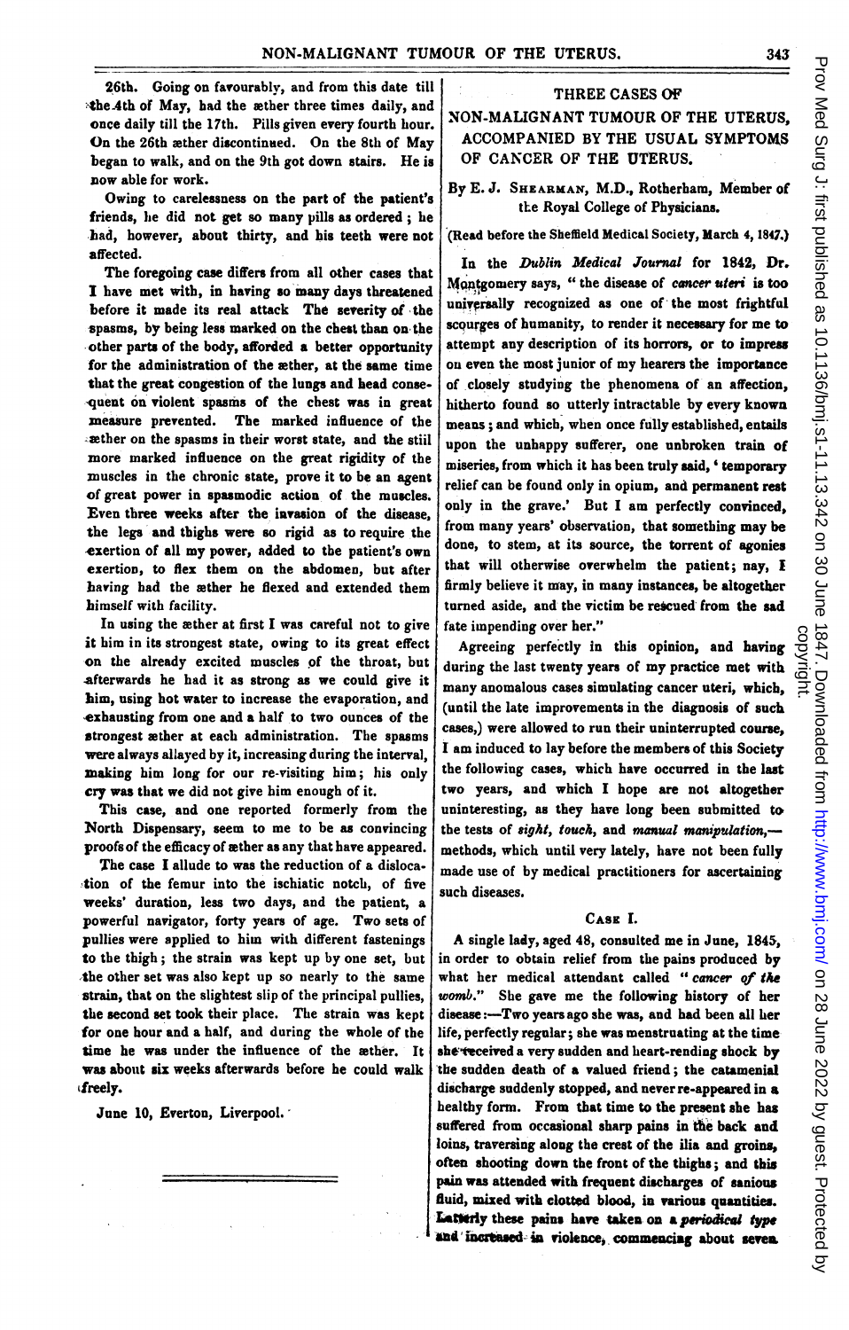26th. Going on favourably, and from this date till the 4th of May, had the æther three times daily, and once daily till the 17th. Pills given every fourth hour. On the 26th æther discontinued. On the 8th of May began to walk, and on the 9th got down stairs. He is now able for work.

Owing to carelessness on the part of the patient's friends, he did not get so many pills as ordered; he had, however, about thirty, and his teeth were not affected.

The foregoing case differs from all other cases that I have met with, in having so many days threatened before it made its real attack. The severity of the spasms, by being less marked on the chest than on the other parts of the body, afforded a better opportunity for the administration of the æther, at the same time that the great congestion of the lungs and head consequent on violent spasms of the chest was in great measure prevented. The marked influence of the æther on the spasms in their worst state, and the still more marked influence on the great rigidity of the muscles in the chronic state, prove it to be an agent of great power in spasmodic action of the muscles. Even three weeks after the invasion of the disease, the legs and thighs were so rigid as to require the exertion of all my power, added to the patient's own exertion, to flex them on the abdomen, but after having had the æther he flexed and extended them himself with facility.

In using the æther at first I was careful not to give it him in its strongest state, owing to its great effect on the already excited muscles of the throat, but afterwards he had it as strong as we could give it him, using hot water to increase the evaporation, and exhausting from one and a half to two ounces of the strongest æther at each administration. The spasms were always allayed by it, increasing during the interval, making him long for our re-visiting him; his only cry was that we did not give him enough of it.

This case, and one reported formerly from the North Dispensary, seem to me to be as convincing proofs of the efficacy of æther as any that have appeared.

The case I allude to was the reduction of a dislocation of the femur into the ischiatic notch, of five weeks' duration, less two days, and the patient, a powerful navigator, forty years of age. Two sets of pullies were applied to him with different fastenings to the thigh; the strain was kept up by one set, but the other set was also kept up so nearly to the same strain, that on the slightest slip of the principal pullies, the second set took their place. The strain was kept for one hour and a half, and during the whole of the time he was under the influence of the æther. It was about six weeks afterwards before he could walk freely.

June 10, Everton, Liverpool.

---

# THREE CASES OF NON-MALIGNANT TUMOUR OF THE UTERUS, ACCOMPANIED BY THE USUAL SYMPTOMS OF CANCER OF THE UTERUS.

By E. J. Shearman, M.D., Rotherham, Member of the Royal College of Physicians.

(Read before the Sheffield Medical Society, March 4, 1847.)

In the *Dublin Medical Journal* for 1842, Dr. Montgomery says, "the disease of *cancer uteri* is too universally recognized as one of the most frightful scourges of humanity, to render it necessary for me to attempt any description of its horrors, or to impress on even the most junior of my hearers the importance of closely studying the phenomena of an affection, hitherto found so utterly intractable by every known means; and which, when once fully established, entails upon the unhappy sufferer, one unbroken train of miseries, from which it has been truly said, 'temporary relief can be found only in opium, and permanent rest only in the grave.' But I am perfectly convinced, from many years' observation, that something may be done, to stem, at its source, the torrent of agonies that will otherwise overwhelm the patient; nay, I firmly believe it may, in many instances, be altogether turned aside, and the victim be rescued from the sad fate impending over her."

Agreeing perfectly in this opinion, and having during the last twenty years of my practice met with many anomalous cases simulating cancer uteri, which, (until the late improvements in the diagnosis of such cases,) were allowed to run their uninterrupted course, I am induced to lay before the members of this Society the following cases, which have occurred in the last two years, and which I hope are not altogether uninteresting, as they have long been submitted to the tests of *sight*, *touch*, and *manual manipulation*,—methods, which until very lately, have not been fully made use of by medical practitioners for ascertaining such diseases.

## Case I.

A single lady, aged 48, consulted me in June, 1845, in order to obtain relief from the pains produced by what her medical attendant called "*cancer of the womb*." She gave me the following history of her disease:—Two years ago she was, and had been all her life, perfectly regular; she was menstruating at the time she received a very sudden and heart-rending shock by the sudden death of a valued friend; the catamenial discharge suddenly stopped, and never re-appeared in a healthy form. From that time to the present she has suffered from occasional sharp pains in the back and loins, traversing along the crest of the ilia and groins, often shooting down the front of the thighs; and this pain was attended with frequent discharges of sanious fluid, mixed with clotted blood, in various quantities. Latterly these pains have taken on a *periodical type* and increased in violence, commencing about seven